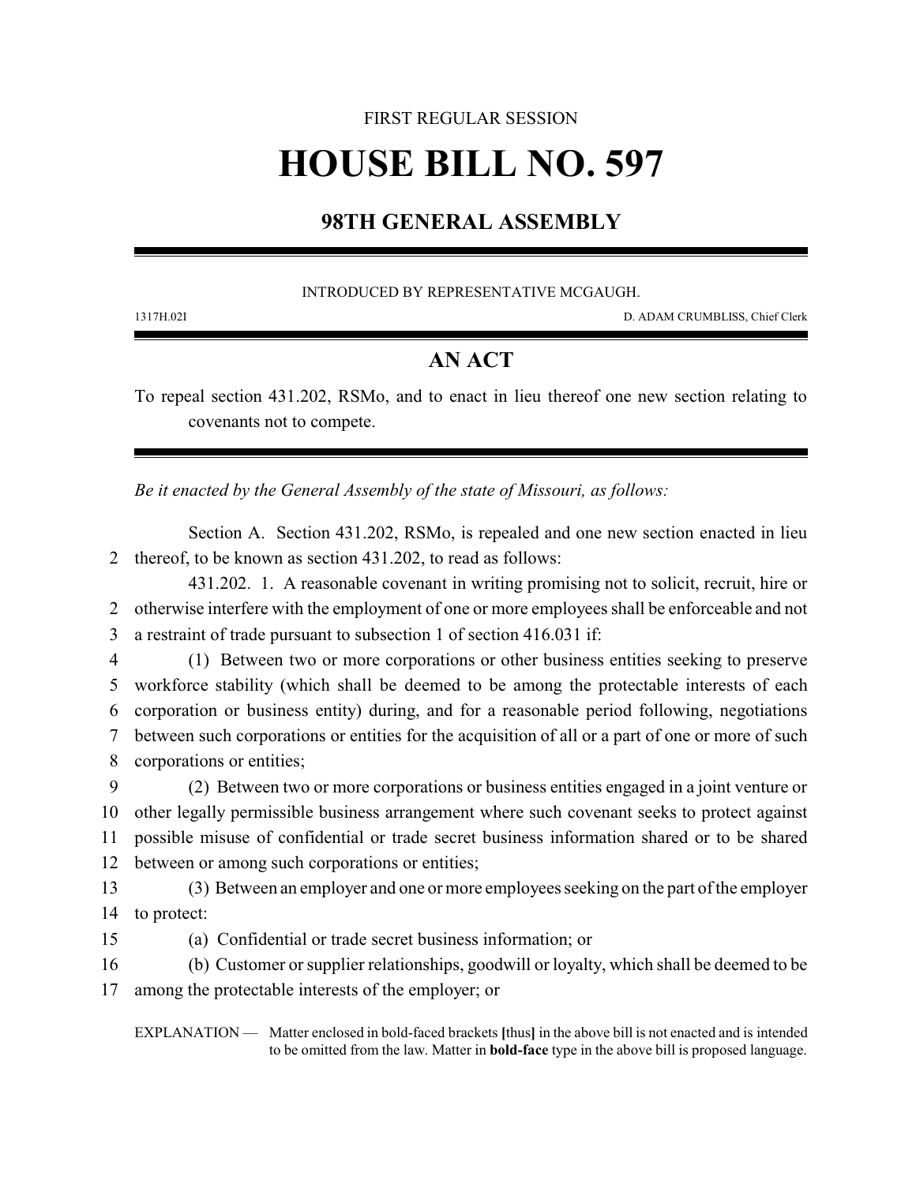FIRST REGULAR SESSION

# HOUSE BILL NO. 597

## 98TH GENERAL ASSEMBLY

INTRODUCED BY REPRESENTATIVE MCGAUGH.

1317H.02I D. ADAM CRUMBLISS, Chief Clerk

## AN ACT

To repeal section 431.202, RSMo, and to enact in lieu thereof one new section relating to covenants not to compete.

*Be it enacted by the General Assembly of the state of Missouri, as follows:*

Section A. Section 431.202, RSMo, is repealed and one new section enacted in lieu thereof, to be known as section 431.202, to read as follows:

431.202. 1. A reasonable covenant in writing promising not to solicit, recruit, hire or otherwise interfere with the employment of one or more employees shall be enforceable and not a restraint of trade pursuant to subsection 1 of section 416.031 if:

(1) Between two or more corporations or other business entities seeking to preserve workforce stability (which shall be deemed to be among the protectable interests of each corporation or business entity) during, and for a reasonable period following, negotiations between such corporations or entities for the acquisition of all or a part of one or more of such corporations or entities;

(2) Between two or more corporations or business entities engaged in a joint venture or other legally permissible business arrangement where such covenant seeks to protect against possible misuse of confidential or trade secret business information shared or to be shared between or among such corporations or entities;

(3) Between an employer and one or more employees seeking on the part of the employer to protect:

(a) Confidential or trade secret business information; or

(b) Customer or supplier relationships, goodwill or loyalty, which shall be deemed to be among the protectable interests of the employer; or

EXPLANATION — Matter enclosed in bold-faced brackets **[**thus**]** in the above bill is not enacted and is intended to be omitted from the law. Matter in **bold-face** type in the above bill is proposed language.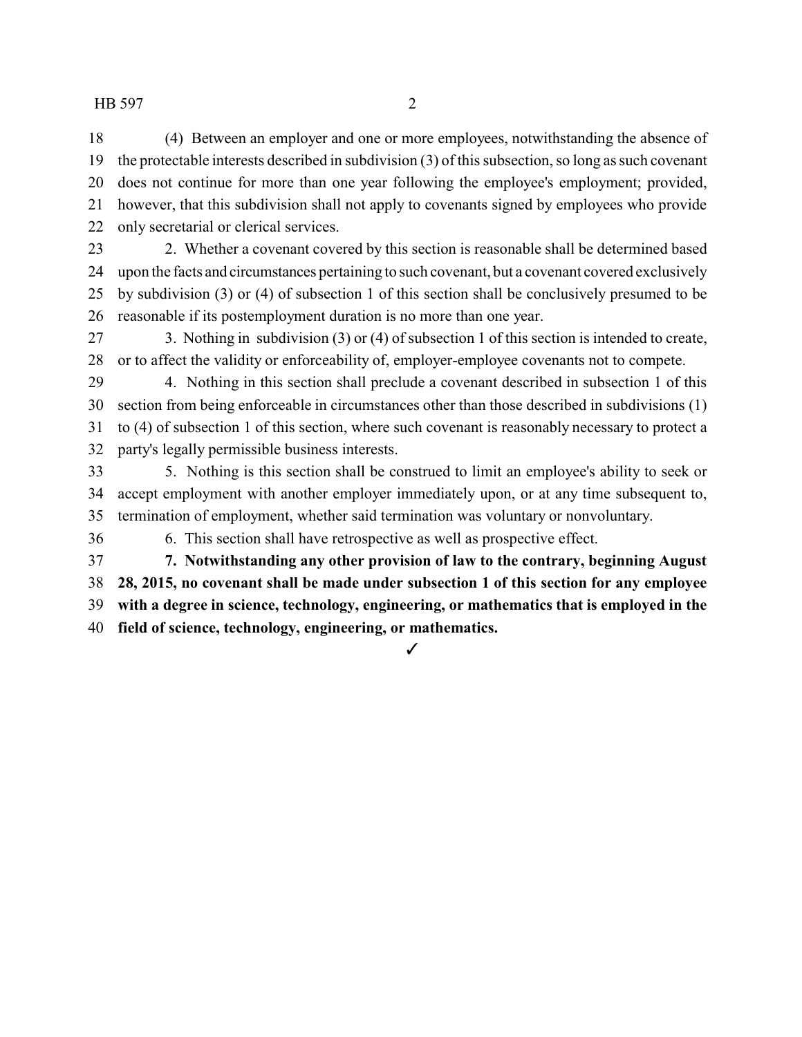(4) Between an employer and one or more employees, notwithstanding the absence of the protectable interests described in subdivision (3) of this subsection, so long as such covenant does not continue for more than one year following the employee's employment; provided, however, that this subdivision shall not apply to covenants signed by employees who provide only secretarial or clerical services.

2. Whether a covenant covered by this section is reasonable shall be determined based upon the facts and circumstances pertaining to such covenant, but a covenant covered exclusively by subdivision (3) or (4) of subsection 1 of this section shall be conclusively presumed to be reasonable if its postemployment duration is no more than one year.

3. Nothing in subdivision (3) or (4) of subsection 1 of this section is intended to create, or to affect the validity or enforceability of, employer-employee covenants not to compete.

4. Nothing in this section shall preclude a covenant described in subsection 1 of this section from being enforceable in circumstances other than those described in subdivisions (1) to (4) of subsection 1 of this section, where such covenant is reasonably necessary to protect a party's legally permissible business interests.

5. Nothing is this section shall be construed to limit an employee's ability to seek or accept employment with another employer immediately upon, or at any time subsequent to, termination of employment, whether said termination was voluntary or nonvoluntary.

6. This section shall have retrospective as well as prospective effect.

**7. Notwithstanding any other provision of law to the contrary, beginning August 28, 2015, no covenant shall be made under subsection 1 of this section for any employee with a degree in science, technology, engineering, or mathematics that is employed in the field of science, technology, engineering, or mathematics.**

✓